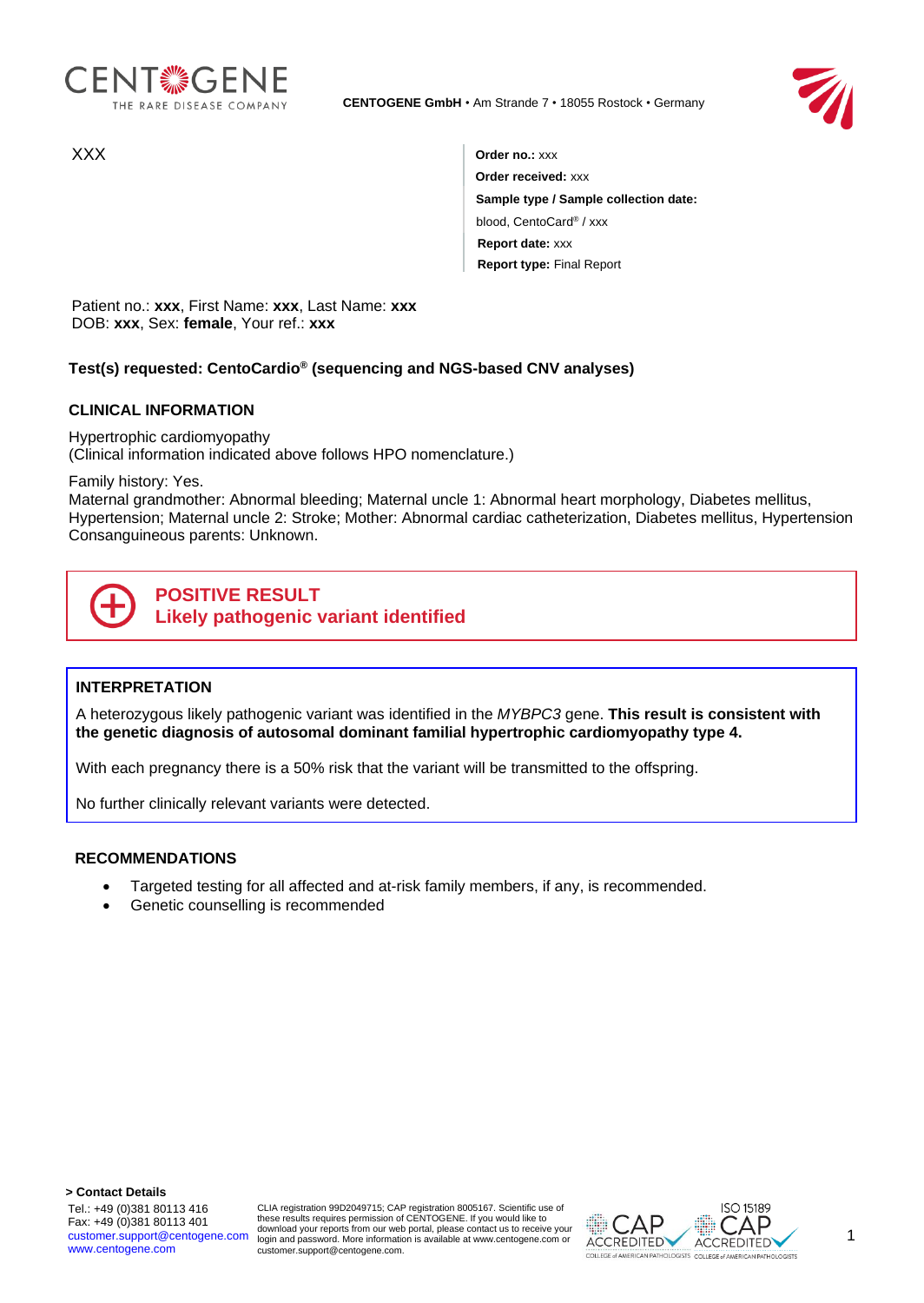CENTOGENE
THE RARE DISEASE COMPANY

**CENTOGENE GmbH** • Am Strande 7 • 18055 Rostock • Germany

XXX

**Order no.:** xxx
**Order received:** xxx
**Sample type / Sample collection date:**
blood, CentoCard® / xxx
**Report date:** xxx
**Report type:** Final Report

Patient no.: **xxx**, First Name: **xxx**, Last Name: **xxx**
DOB: **xxx**, Sex: **female**, Your ref.: **xxx**

**Test(s) requested: CentoCardio® (sequencing and NGS-based CNV analyses)**

## CLINICAL INFORMATION

Hypertrophic cardiomyopathy
(Clinical information indicated above follows HPO nomenclature.)

Family history: Yes.
Maternal grandmother: Abnormal bleeding; Maternal uncle 1: Abnormal heart morphology, Diabetes mellitus, Hypertension; Maternal uncle 2: Stroke; Mother: Abnormal cardiac catheterization, Diabetes mellitus, Hypertension
Consanguineous parents: Unknown.

**POSITIVE RESULT**
**Likely pathogenic variant identified**

## INTERPRETATION

A heterozygous likely pathogenic variant was identified in the *MYBPC3* gene. **This result is consistent with the genetic diagnosis of autosomal dominant familial hypertrophic cardiomyopathy type 4.**

With each pregnancy there is a 50% risk that the variant will be transmitted to the offspring.

No further clinically relevant variants were detected.

## RECOMMENDATIONS

- Targeted testing for all affected and at-risk family members, if any, is recommended.
- Genetic counselling is recommended

**> Contact Details**
Tel.: +49 (0)381 80113 416
Fax: +49 (0)381 80113 401
customer.support@centogene.com
www.centogene.com

CLIA registration 99D2049715; CAP registration 8005167. Scientific use of these results requires permission of CENTOGENE. If you would like to download your reports from our web portal, please contact us to receive your login and password. More information is available at www.centogene.com or customer.support@centogene.com.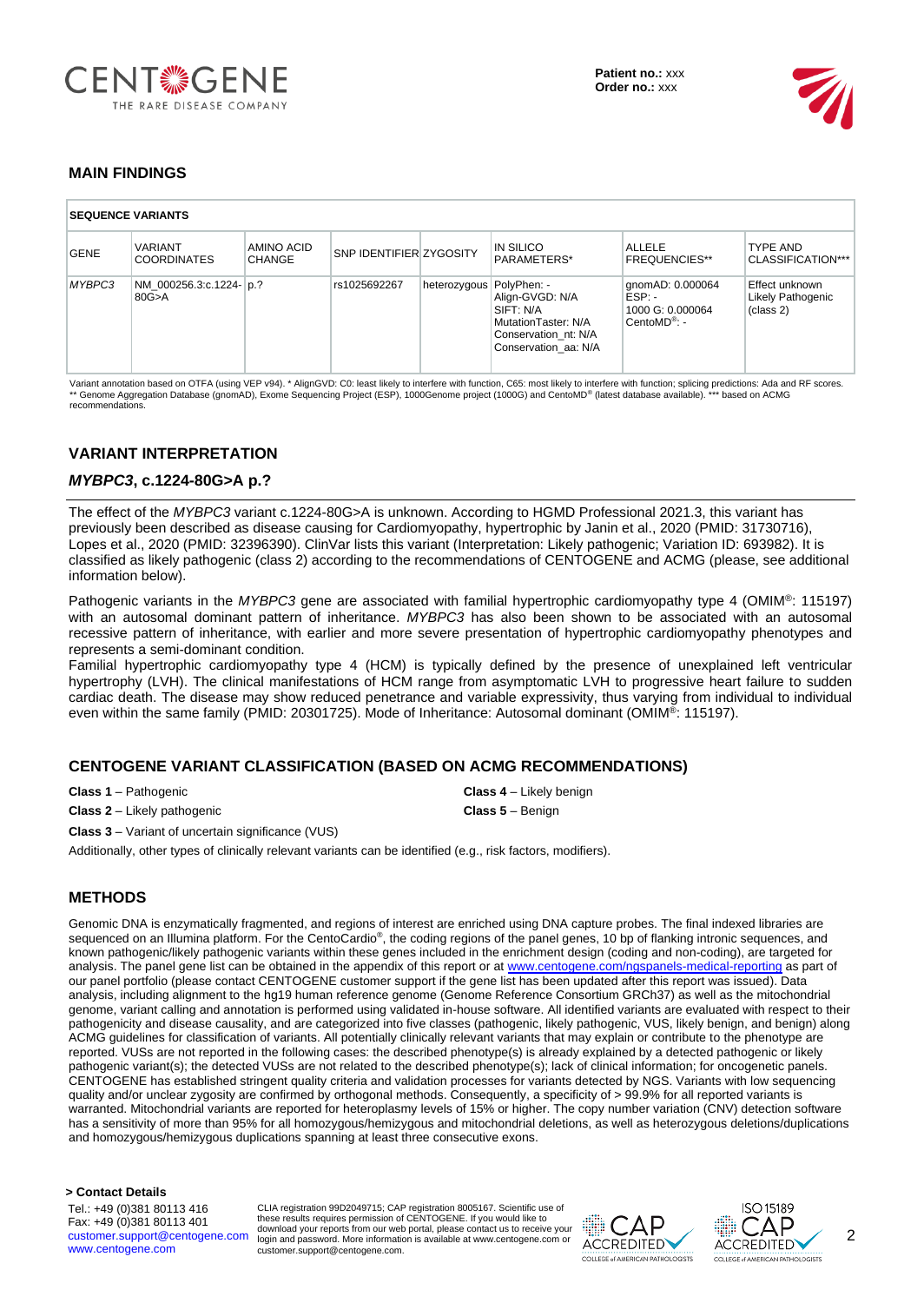## MAIN FINDINGS

| SEQUENCE VARIANTS | | | | | | | |
|---|---|---|---|---|---|---|---|
| GENE | VARIANT COORDINATES | AMINO ACID CHANGE | SNP IDENTIFIER | ZYGOSITY | IN SILICO PARAMETERS* | ALLELE FREQUENCIES** | TYPE AND CLASSIFICATION*** |
| *MYBPC3* | NM_000256.3:c.1224-80G>A | p.? | rs1025692267 | heterozygous | PolyPhen: - Align-GVGD: N/A SIFT: N/A MutationTaster: N/A Conservation_nt: N/A Conservation_aa: N/A | gnomAD: 0.000064 ESP: - 1000 G: 0.000064 CentoMD®: - | Effect unknown Likely Pathogenic (class 2) |

Variant annotation based on OTFA (using VEP v94). * AlignGVD: C0: least likely to interfere with function, C65: most likely to interfere with function; splicing predictions: Ada and RF scores. ** Genome Aggregation Database (gnomAD), Exome Sequencing Project (ESP), 1000Genome project (1000G) and CentoMD® (latest database available). *** based on ACMG recommendations.

## VARIANT INTERPRETATION

### *MYBPC3*, c.1224-80G>A p.?

The effect of the *MYBPC3* variant c.1224-80G>A is unknown. According to HGMD Professional 2021.3, this variant has previously been described as disease causing for Cardiomyopathy, hypertrophic by Janin et al., 2020 (PMID: 31730716), Lopes et al., 2020 (PMID: 32396390). ClinVar lists this variant (Interpretation: Likely pathogenic; Variation ID: 693982). It is classified as likely pathogenic (class 2) according to the recommendations of CENTOGENE and ACMG (please, see additional information below).

Pathogenic variants in the *MYBPC3* gene are associated with familial hypertrophic cardiomyopathy type 4 (OMIM®: 115197) with an autosomal dominant pattern of inheritance. *MYBPC3* has also been shown to be associated with an autosomal recessive pattern of inheritance, with earlier and more severe presentation of hypertrophic cardiomyopathy phenotypes and represents a semi-dominant condition.
Familial hypertrophic cardiomyopathy type 4 (HCM) is typically defined by the presence of unexplained left ventricular hypertrophy (LVH). The clinical manifestations of HCM range from asymptomatic LVH to progressive heart failure to sudden cardiac death. The disease may show reduced penetrance and variable expressivity, thus varying from individual to individual even within the same family (PMID: 20301725). Mode of Inheritance: Autosomal dominant (OMIM®: 115197).

## CENTOGENE VARIANT CLASSIFICATION (BASED ON ACMG RECOMMENDATIONS)

**Class 1** – Pathogenic

**Class 2** – Likely pathogenic

**Class 3** – Variant of uncertain significance (VUS)

**Class 4** – Likely benign

**Class 5** – Benign

Additionally, other types of clinically relevant variants can be identified (e.g., risk factors, modifiers).

## METHODS

Genomic DNA is enzymatically fragmented, and regions of interest are enriched using DNA capture probes. The final indexed libraries are sequenced on an Illumina platform. For the CentoCardio®, the coding regions of the panel genes, 10 bp of flanking intronic sequences, and known pathogenic/likely pathogenic variants within these genes included in the enrichment design (coding and non-coding), are targeted for analysis. The panel gene list can be obtained in the appendix of this report or at www.centogene.com/ngspanels-medical-reporting as part of our panel portfolio (please contact CENTOGENE customer support if the gene list has been updated after this report was issued). Data analysis, including alignment to the hg19 human reference genome (Genome Reference Consortium GRCh37) as well as the mitochondrial genome, variant calling and annotation is performed using validated in-house software. All identified variants are evaluated with respect to their pathogenicity and disease causality, and are categorized into five classes (pathogenic, likely pathogenic, VUS, likely benign, and benign) along ACMG guidelines for classification of variants. All potentially clinically relevant variants that may explain or contribute to the phenotype are reported. VUSs are not reported in the following cases: the described phenotype(s) is already explained by a detected pathogenic or likely pathogenic variant(s); the detected VUSs are not related to the described phenotype(s); lack of clinical information; for oncogenetic panels. CENTOGENE has established stringent quality criteria and validation processes for variants detected by NGS. Variants with low sequencing quality and/or unclear zygosity are confirmed by orthogonal methods. Consequently, a specificity of > 99.9% for all reported variants is warranted. Mitochondrial variants are reported for heteroplasmy levels of 15% or higher. The copy number variation (CNV) detection software has a sensitivity of more than 95% for all homozygous/hemizygous and mitochondrial deletions, as well as heterozygous deletions/duplications and homozygous/hemizygous duplications spanning at least three consecutive exons.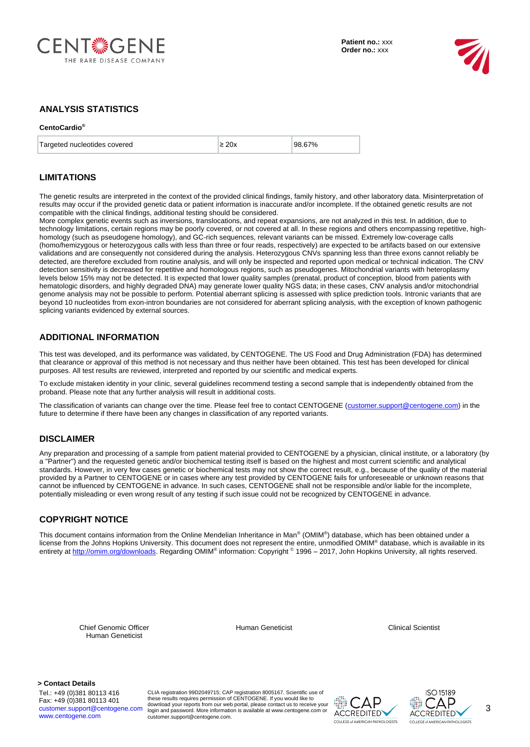**Patient no.:** xxx
**Order no.:** xxx

## ANALYSIS STATISTICS

**CentoCardio®**

| Targeted nucleotides covered | ≥ 20x | 98.67% |
|---|---|---|

## LIMITATIONS

The genetic results are interpreted in the context of the provided clinical findings, family history, and other laboratory data. Misinterpretation of results may occur if the provided genetic data or patient information is inaccurate and/or incomplete. If the obtained genetic results are not compatible with the clinical findings, additional testing should be considered.
More complex genetic events such as inversions, translocations, and repeat expansions, are not analyzed in this test. In addition, due to technology limitations, certain regions may be poorly covered, or not covered at all. In these regions and others encompassing repetitive, high-homology (such as pseudogene homology), and GC-rich sequences, relevant variants can be missed. Extremely low-coverage calls (homo/hemizygous or heterozygous calls with less than three or four reads, respectively) are expected to be artifacts based on our extensive validations and are consequently not considered during the analysis. Heterozygous CNVs spanning less than three exons cannot reliably be detected, are therefore excluded from routine analysis, and will only be inspected and reported upon medical or technical indication. The CNV detection sensitivity is decreased for repetitive and homologous regions, such as pseudogenes. Mitochondrial variants with heteroplasmy levels below 15% may not be detected. It is expected that lower quality samples (prenatal, product of conception, blood from patients with hematologic disorders, and highly degraded DNA) may generate lower quality NGS data; in these cases, CNV analysis and/or mitochondrial genome analysis may not be possible to perform. Potential aberrant splicing is assessed with splice prediction tools. Intronic variants that are beyond 10 nucleotides from exon-intron boundaries are not considered for aberrant splicing analysis, with the exception of known pathogenic splicing variants evidenced by external sources.

## ADDITIONAL INFORMATION

This test was developed, and its performance was validated, by CENTOGENE. The US Food and Drug Administration (FDA) has determined that clearance or approval of this method is not necessary and thus neither have been obtained. This test has been developed for clinical purposes. All test results are reviewed, interpreted and reported by our scientific and medical experts.

To exclude mistaken identity in your clinic, several guidelines recommend testing a second sample that is independently obtained from the proband. Please note that any further analysis will result in additional costs.

The classification of variants can change over the time. Please feel free to contact CENTOGENE (customer.support@centogene.com) in the future to determine if there have been any changes in classification of any reported variants.

## DISCLAIMER

Any preparation and processing of a sample from patient material provided to CENTOGENE by a physician, clinical institute, or a laboratory (by a "Partner") and the requested genetic and/or biochemical testing itself is based on the highest and most current scientific and analytical standards. However, in very few cases genetic or biochemical tests may not show the correct result, e.g., because of the quality of the material provided by a Partner to CENTOGENE or in cases where any test provided by CENTOGENE fails for unforeseeable or unknown reasons that cannot be influenced by CENTOGENE in advance. In such cases, CENTOGENE shall not be responsible and/or liable for the incomplete, potentially misleading or even wrong result of any testing if such issue could not be recognized by CENTOGENE in advance.

## COPYRIGHT NOTICE

This document contains information from the Online Mendelian Inheritance in Man® (OMIM®) database, which has been obtained under a license from the Johns Hopkins University. This document does not represent the entire, unmodified OMIM® database, which is available in its entirety at http://omim.org/downloads. Regarding OMIM® information: Copyright © 1996 – 2017, John Hopkins University, all rights reserved.

Chief Genomic Officer
Human Geneticist

Human Geneticist

Clinical Scientist

**> Contact Details**
Tel.: +49 (0)381 80113 416
Fax: +49 (0)381 80113 401
customer.support@centogene.com
www.centogene.com

CLIA registration 99D2049715; CAP registration 8005167. Scientific use of these results requires permission of CENTOGENE. If you would like to download your reports from our web portal, please contact us to receive your login and password. More information is available at www.centogene.com or customer.support@centogene.com.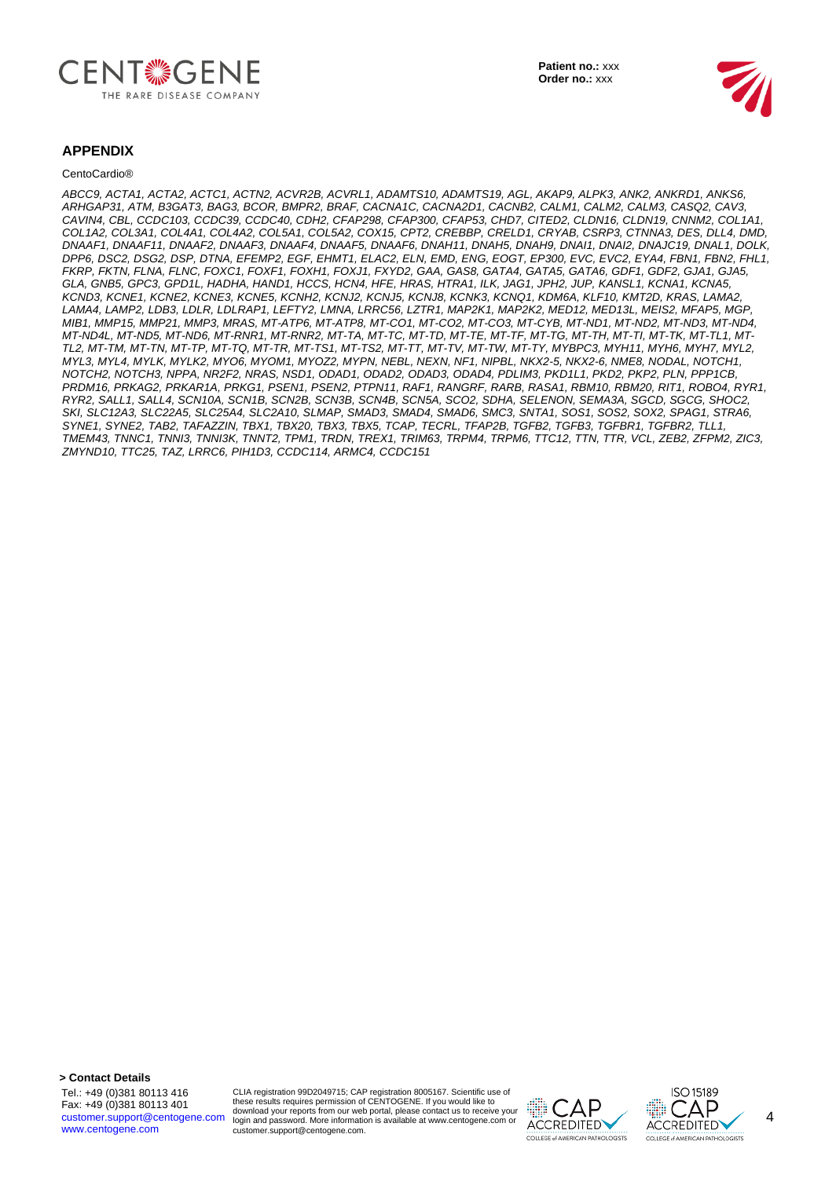**Patient no.:** xxx
**Order no.:** xxx

## APPENDIX

CentoCardio®

*ABCC9, ACTA1, ACTA2, ACTC1, ACTN2, ACVR2B, ACVRL1, ADAMTS10, ADAMTS19, AGL, AKAP9, ALPK3, ANK2, ANKRD1, ANKS6, ARHGAP31, ATM, B3GAT3, BAG3, BCOR, BMPR2, BRAF, CACNA1C, CACNA2D1, CACNB2, CALM1, CALM2, CALM3, CASQ2, CAV3, CAVIN4, CBL, CCDC103, CCDC39, CCDC40, CDH2, CFAP298, CFAP300, CFAP53, CHD7, CITED2, CLDN16, CLDN19, CNNM2, COL1A1, COL1A2, COL3A1, COL4A1, COL4A2, COL5A1, COL5A2, COX15, CPT2, CREBBP, CRELD1, CRYAB, CSRP3, CTNNA3, DES, DLL4, DMD, DNAAF1, DNAAF11, DNAAF2, DNAAF3, DNAAF4, DNAAF5, DNAAF6, DNAH11, DNAH5, DNAH9, DNAI1, DNAI2, DNAJC19, DNAL1, DOLK, DPP6, DSC2, DSG2, DSP, DTNA, EFEMP2, EGF, EHMT1, ELAC2, ELN, EMD, ENG, EOGT, EP300, EVC, EVC2, EYA4, FBN1, FBN2, FHL1, FKRP, FKTN, FLNA, FLNC, FOXC1, FOXF1, FOXH1, FOXJ1, FXYD2, GAA, GAS8, GATA4, GATA5, GATA6, GDF1, GDF2, GJA1, GJA5, GLA, GNB5, GPC3, GPD1L, HADHA, HAND1, HCCS, HCN4, HFE, HRAS, HTRA1, ILK, JAG1, JPH2, JUP, KANSL1, KCNA1, KCNA5, KCND3, KCNE1, KCNE2, KCNE3, KCNE5, KCNH2, KCNJ2, KCNJ5, KCNJ8, KCNK3, KCNQ1, KDM6A, KLF10, KMT2D, KRAS, LAMA2, LAMA4, LAMP2, LDB3, LDLR, LDLRAP1, LEFTY2, LMNA, LRRC56, LZTR1, MAP2K1, MAP2K2, MED12, MED13L, MEIS2, MFAP5, MGP, MIB1, MMP15, MMP21, MMP3, MRAS, MT-ATP6, MT-ATP8, MT-CO1, MT-CO2, MT-CO3, MT-CYB, MT-ND1, MT-ND2, MT-ND3, MT-ND4, MT-ND4L, MT-ND5, MT-ND6, MT-RNR1, MT-RNR2, MT-TA, MT-TC, MT-TD, MT-TE, MT-TF, MT-TG, MT-TH, MT-TI, MT-TK, MT-TL1, MT-TL2, MT-TM, MT-TN, MT-TP, MT-TQ, MT-TR, MT-TS1, MT-TS2, MT-TT, MT-TV, MT-TW, MT-TY, MYBPC3, MYH11, MYH6, MYH7, MYL2, MYL3, MYL4, MYLK, MYLK2, MYO6, MYOM1, MYOZ2, MYPN, NEBL, NEXN, NF1, NIPBL, NKX2-5, NKX2-6, NME8, NODAL, NOTCH1, NOTCH2, NOTCH3, NPPA, NR2F2, NRAS, NSD1, ODAD1, ODAD2, ODAD3, ODAD4, PDLIM3, PKD1L1, PKD2, PKP2, PLN, PPP1CB, PRDM16, PRKAG2, PRKAR1A, PRKG1, PSEN1, PSEN2, PTPN11, RAF1, RANGRF, RARB, RASA1, RBM10, RBM20, RIT1, ROBO4, RYR1, RYR2, SALL1, SALL4, SCN10A, SCN1B, SCN2B, SCN3B, SCN4B, SCN5A, SCO2, SDHA, SELENON, SEMA3A, SGCD, SGCG, SHOC2, SKI, SLC12A3, SLC22A5, SLC25A4, SLC2A10, SLMAP, SMAD3, SMAD4, SMAD6, SMC3, SNTA1, SOS1, SOS2, SOX2, SPAG1, STRA6, SYNE1, SYNE2, TAB2, TAFAZZIN, TBX1, TBX20, TBX3, TBX5, TCAP, TECRL, TFAP2B, TGFB2, TGFB3, TGFBR1, TGFBR2, TLL1, TMEM43, TNNC1, TNNI3, TNNI3K, TNNT2, TPM1, TRDN, TREX1, TRIM63, TRPM4, TRPM6, TTC12, TTN, TTR, VCL, ZEB2, ZFPM2, ZIC3, ZMYND10, TTC25, TAZ, LRRC6, PIH1D3, CCDC114, ARMC4, CCDC151*

**> Contact Details**

Tel.: +49 (0)381 80113 416
Fax: +49 (0)381 80113 401
customer.support@centogene.com
www.centogene.com

CLIA registration 99D2049715; CAP registration 8005167. Scientific use of these results requires permission of CENTOGENE. If you would like to download your reports from our web portal, please contact us to receive your login and password. More information is available at www.centogene.com or customer.support@centogene.com.